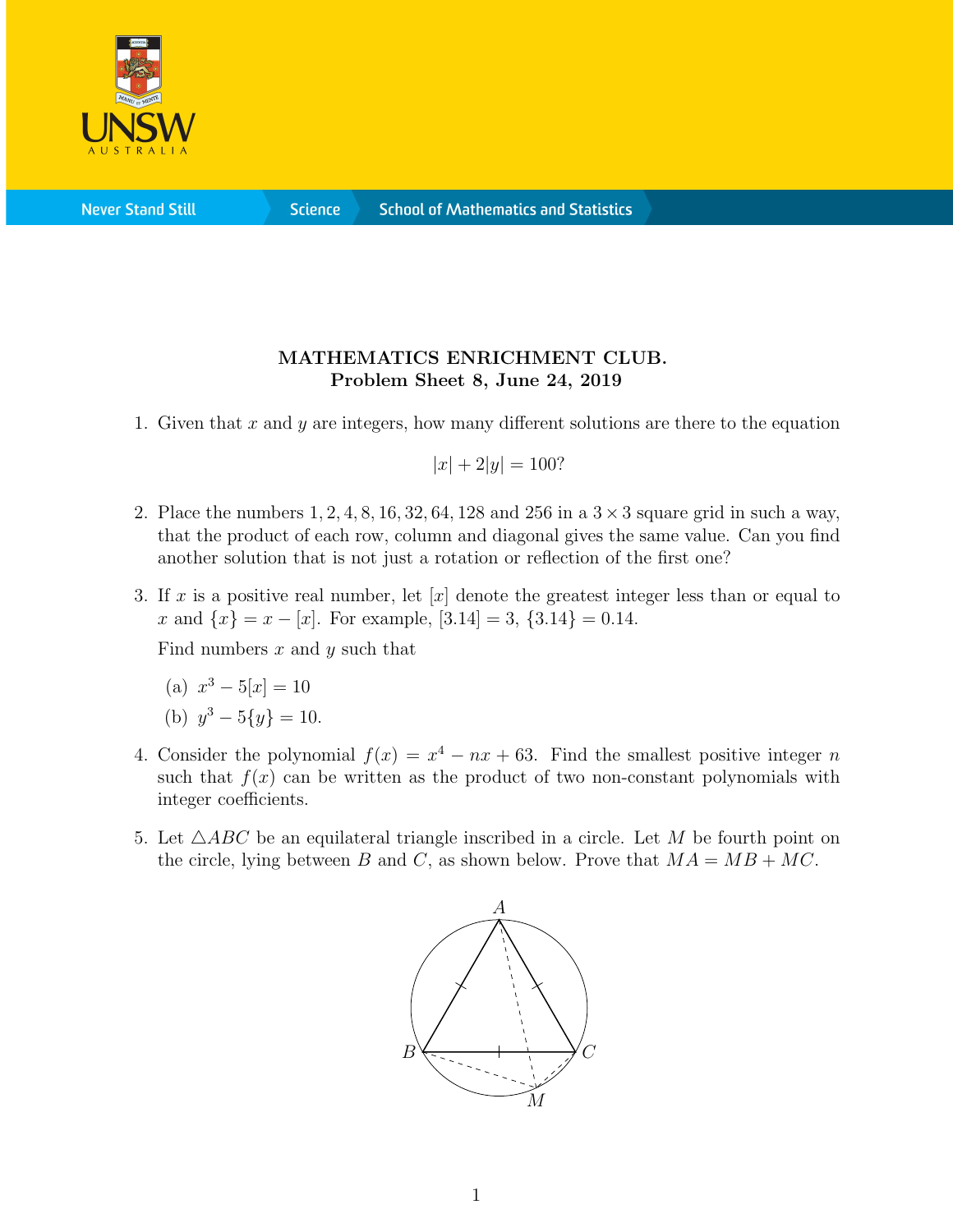**MATHEMATICS ENRICHMENT CLUB.**
**Problem Sheet 8, June 24, 2019**

1. Given that $x$ and $y$ are integers, how many different solutions are there to the equation

$$|x| + 2|y| = 100?$$

2. Place the numbers $1, 2, 4, 8, 16, 32, 64, 128$ and $256$ in a $3 \times 3$ square grid in such a way, that the product of each row, column and diagonal gives the same value. Can you find another solution that is not just a rotation or reflection of the first one?

3. If $x$ is a positive real number, let $[x]$ denote the greatest integer less than or equal to $x$ and $\{x\} = x - [x]$. For example, $[3.14] = 3$, $\{3.14\} = 0.14$.

   Find numbers $x$ and $y$ such that

   (a) $x^3 - 5[x] = 10$

   (b) $y^3 - 5\{y\} = 10$.

4. Consider the polynomial $f(x) = x^4 - nx + 63$. Find the smallest positive integer $n$ such that $f(x)$ can be written as the product of two non-constant polynomials with integer coefficients.

5. Let $\triangle ABC$ be an equilateral triangle inscribed in a circle. Let $M$ be fourth point on the circle, lying between $B$ and $C$, as shown below. Prove that $MA = MB + MC$.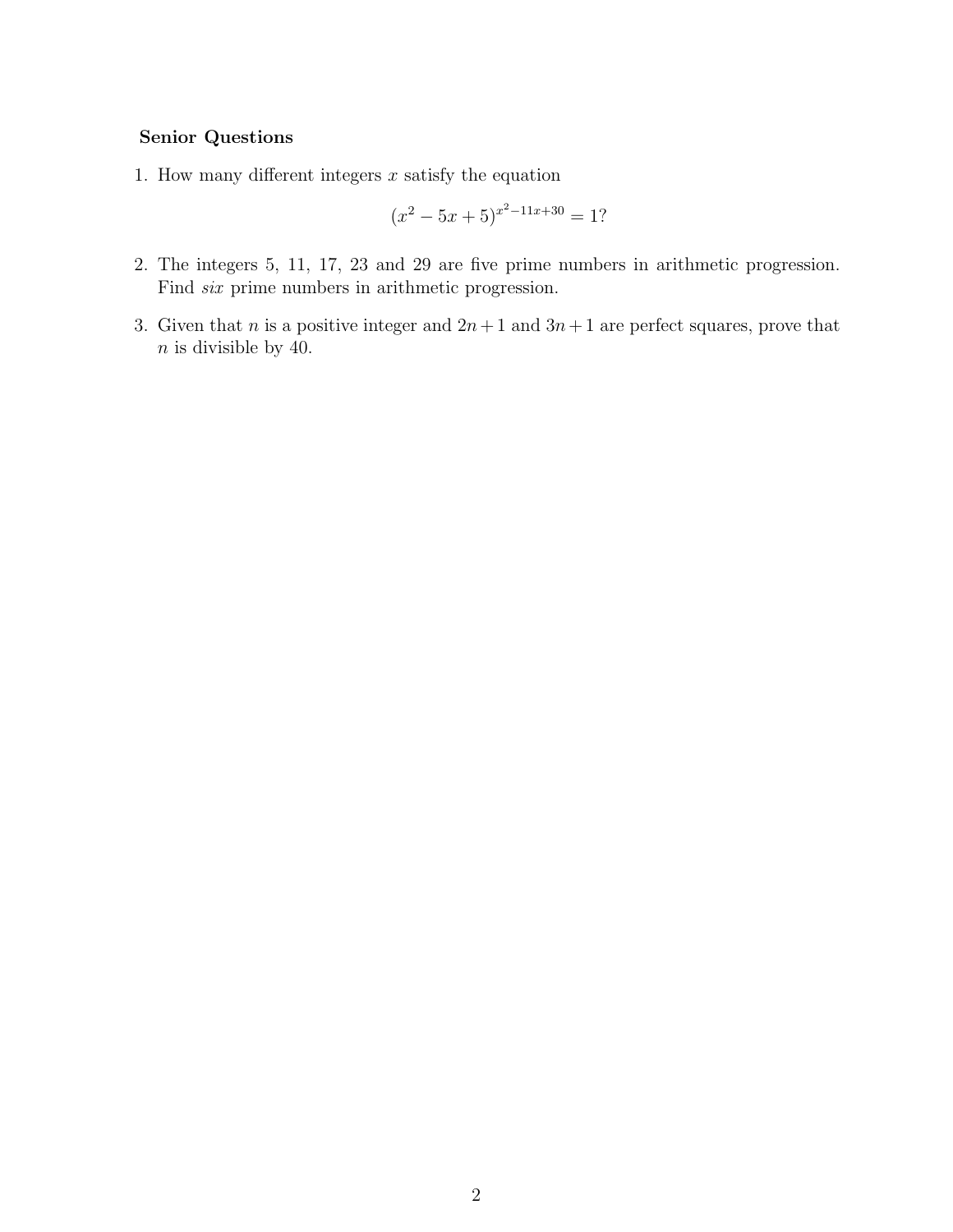**Senior Questions**

1. How many different integers $x$ satisfy the equation

$$(x^2 - 5x + 5)^{x^2 - 11x + 30} = 1?$$

2. The integers 5, 11, 17, 23 and 29 are five prime numbers in arithmetic progression. Find *six* prime numbers in arithmetic progression.

3. Given that $n$ is a positive integer and $2n + 1$ and $3n + 1$ are perfect squares, prove that $n$ is divisible by 40.